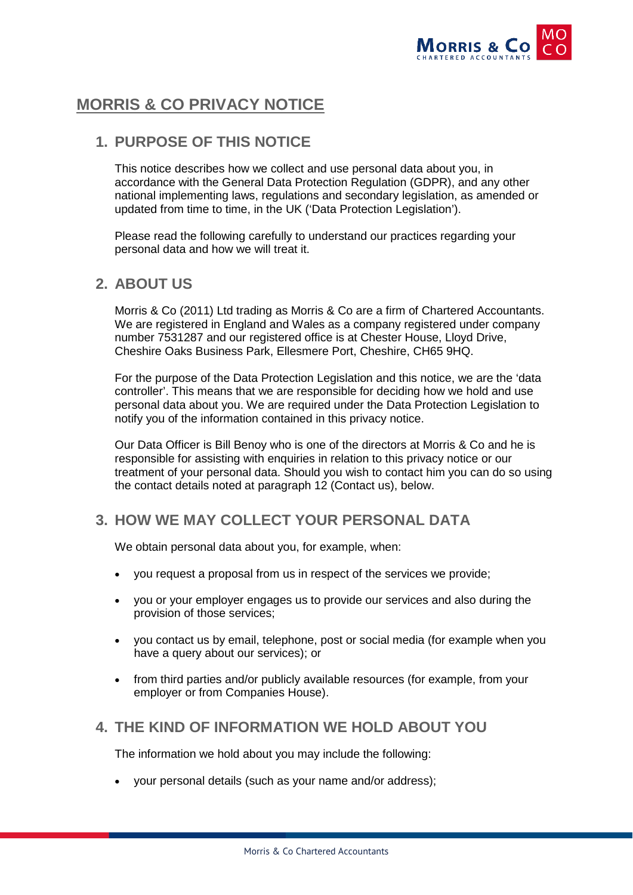# MORRIS & CO PRIVACY NOTICE

## 1. PURPOSE OF THIS NOTICE

This notice describes how we collect and use personal data about you, in accordance with the General Data Protection Regulation (GDPR), and any other national implementing laws, regulations and secondary legislation, as amended or updated from time to time, in the UK ('Data Protection Legislation').

Please read the following carefully to understand our practices regarding your personal data and how we will treat it.

## 2. ABOUT US

Morris & Co (2011) Ltd trading as Morris & Co are a firm of Chartered Accountants. We are registered in England and Wales as a company registered under company number 7531287 and our registered office is at Chester House, Lloyd Drive, Cheshire Oaks Business Park, Ellesmere Port, Cheshire, CH65 9HQ.

For the purpose of the Data Protection Legislation and this notice, we are the 'data controller'. This means that we are responsible for deciding how we hold and use personal data about you. We are required under the Data Protection Legislation to notify you of the information contained in this privacy notice.

Our Data Officer is Bill Benoy who is one of the directors at Morris & Co and he is responsible for assisting with enquiries in relation to this privacy notice or our treatment of your personal data. Should you wish to contact him you can do so using the contact details noted at paragraph 12 (Contact us), below.

## 3. HOW WE MAY COLLECT YOUR PERSONAL DATA

We obtain personal data about you, for example, when:

- you request a proposal from us in respect of the services we provide;
- you or your employer engages us to provide our services and also during the provision of those services;
- you contact us by email, telephone, post or social media (for example when you have a query about our services); or
- from third parties and/or publicly available resources (for example, from your employer or from Companies House).

## 4. THE KIND OF INFORMATION WE HOLD ABOUT YOU

The information we hold about you may include the following:

- your personal details (such as your name and/or address);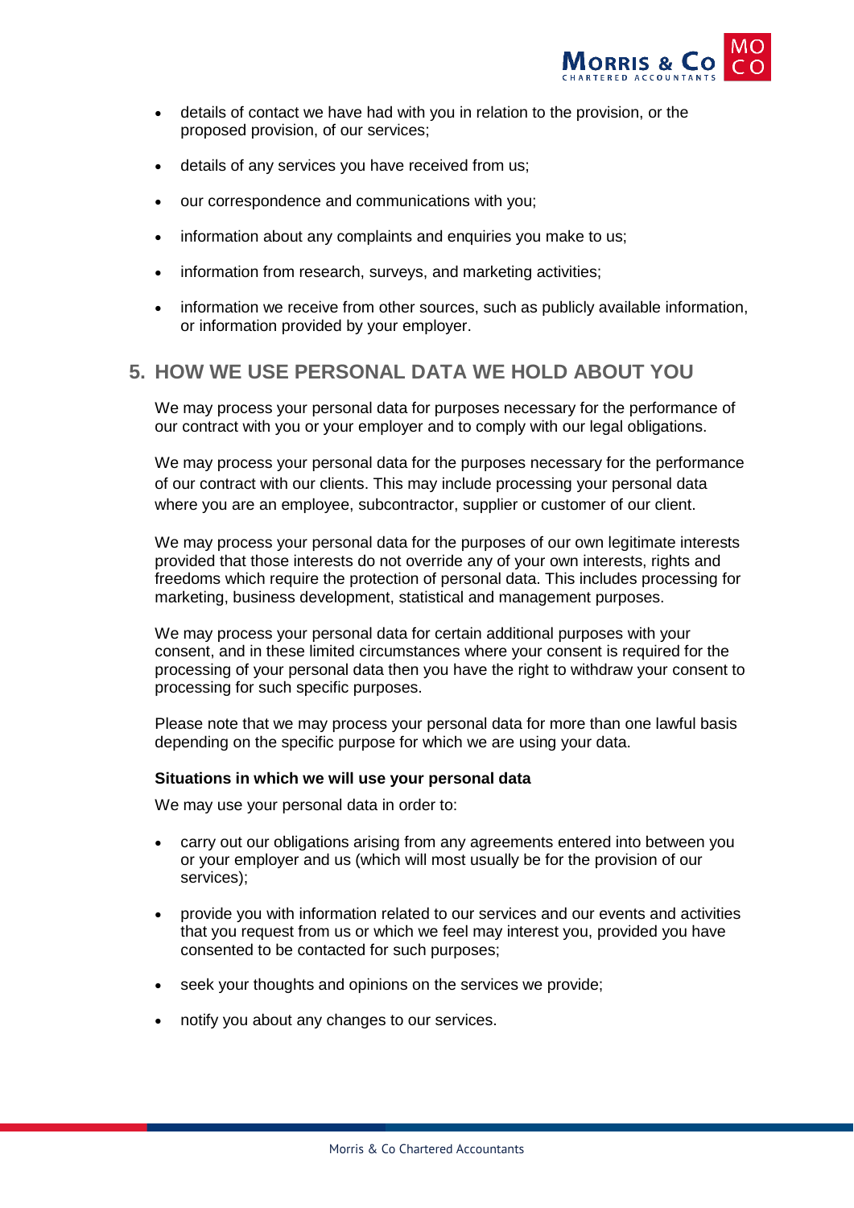- details of contact we have had with you in relation to the provision, or the proposed provision, of our services;
- details of any services you have received from us;
- our correspondence and communications with you;
- information about any complaints and enquiries you make to us;
- information from research, surveys, and marketing activities;
- information we receive from other sources, such as publicly available information, or information provided by your employer.

## 5. HOW WE USE PERSONAL DATA WE HOLD ABOUT YOU

We may process your personal data for purposes necessary for the performance of our contract with you or your employer and to comply with our legal obligations.

We may process your personal data for the purposes necessary for the performance of our contract with our clients. This may include processing your personal data where you are an employee, subcontractor, supplier or customer of our client.

We may process your personal data for the purposes of our own legitimate interests provided that those interests do not override any of your own interests, rights and freedoms which require the protection of personal data. This includes processing for marketing, business development, statistical and management purposes.

We may process your personal data for certain additional purposes with your consent, and in these limited circumstances where your consent is required for the processing of your personal data then you have the right to withdraw your consent to processing for such specific purposes.

Please note that we may process your personal data for more than one lawful basis depending on the specific purpose for which we are using your data.

**Situations in which we will use your personal data**

We may use your personal data in order to:

- carry out our obligations arising from any agreements entered into between you or your employer and us (which will most usually be for the provision of our services);
- provide you with information related to our services and our events and activities that you request from us or which we feel may interest you, provided you have consented to be contacted for such purposes;
- seek your thoughts and opinions on the services we provide;
- notify you about any changes to our services.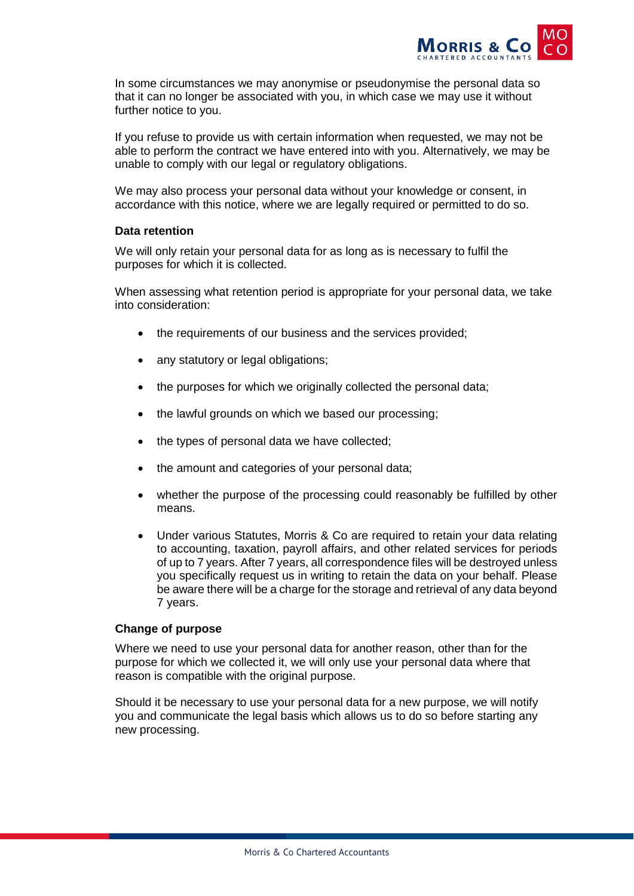In some circumstances we may anonymise or pseudonymise the personal data so that it can no longer be associated with you, in which case we may use it without further notice to you.

If you refuse to provide us with certain information when requested, we may not be able to perform the contract we have entered into with you. Alternatively, we may be unable to comply with our legal or regulatory obligations.

We may also process your personal data without your knowledge or consent, in accordance with this notice, where we are legally required or permitted to do so.

**Data retention**

We will only retain your personal data for as long as is necessary to fulfil the purposes for which it is collected.

When assessing what retention period is appropriate for your personal data, we take into consideration:

- the requirements of our business and the services provided;
- any statutory or legal obligations;
- the purposes for which we originally collected the personal data;
- the lawful grounds on which we based our processing;
- the types of personal data we have collected;
- the amount and categories of your personal data;
- whether the purpose of the processing could reasonably be fulfilled by other means.
- Under various Statutes, Morris & Co are required to retain your data relating to accounting, taxation, payroll affairs, and other related services for periods of up to 7 years. After 7 years, all correspondence files will be destroyed unless you specifically request us in writing to retain the data on your behalf. Please be aware there will be a charge for the storage and retrieval of any data beyond 7 years.

**Change of purpose**

Where we need to use your personal data for another reason, other than for the purpose for which we collected it, we will only use your personal data where that reason is compatible with the original purpose.

Should it be necessary to use your personal data for a new purpose, we will notify you and communicate the legal basis which allows us to do so before starting any new processing.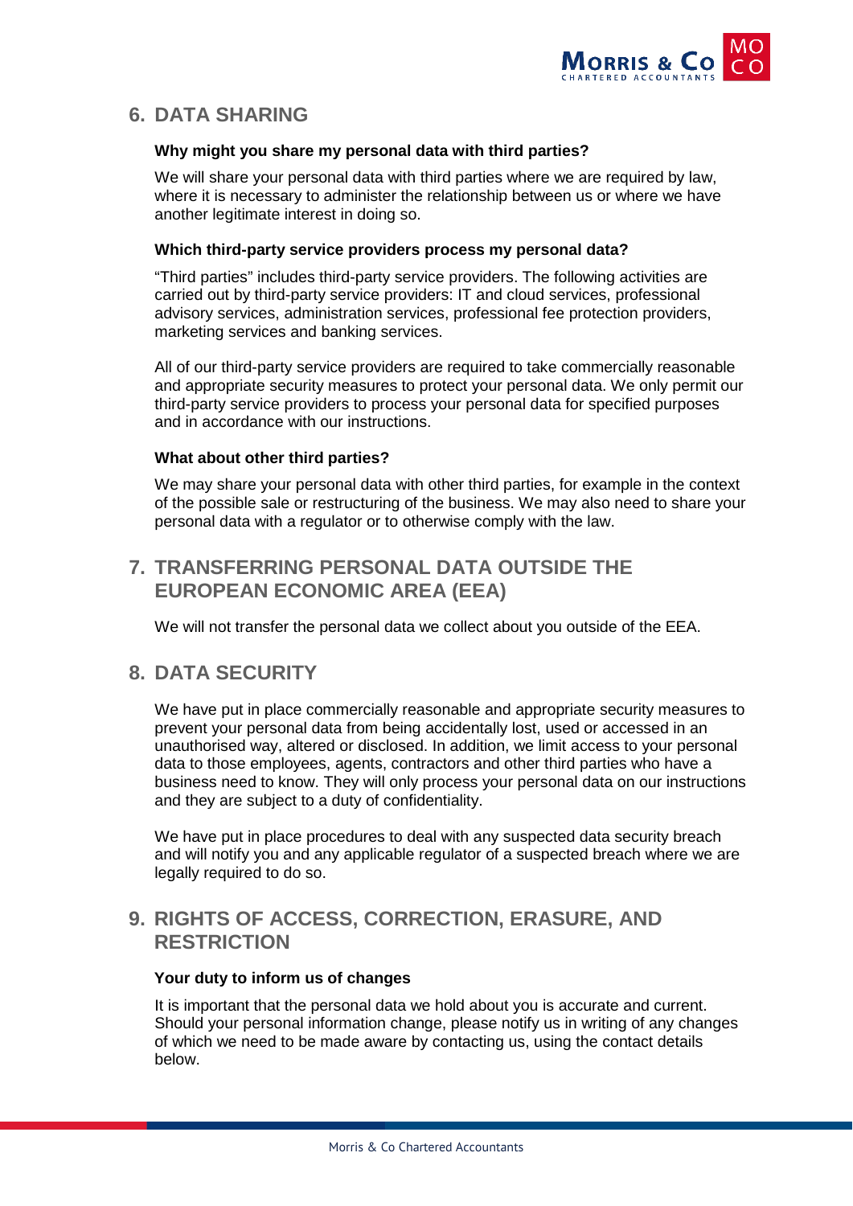## 6. DATA SHARING

**Why might you share my personal data with third parties?**

We will share your personal data with third parties where we are required by law, where it is necessary to administer the relationship between us or where we have another legitimate interest in doing so.

**Which third-party service providers process my personal data?**

"Third parties" includes third-party service providers. The following activities are carried out by third-party service providers: IT and cloud services, professional advisory services, administration services, professional fee protection providers, marketing services and banking services.

All of our third-party service providers are required to take commercially reasonable and appropriate security measures to protect your personal data. We only permit our third-party service providers to process your personal data for specified purposes and in accordance with our instructions.

**What about other third parties?**

We may share your personal data with other third parties, for example in the context of the possible sale or restructuring of the business. We may also need to share your personal data with a regulator or to otherwise comply with the law.

## 7. TRANSFERRING PERSONAL DATA OUTSIDE THE EUROPEAN ECONOMIC AREA (EEA)

We will not transfer the personal data we collect about you outside of the EEA.

## 8. DATA SECURITY

We have put in place commercially reasonable and appropriate security measures to prevent your personal data from being accidentally lost, used or accessed in an unauthorised way, altered or disclosed. In addition, we limit access to your personal data to those employees, agents, contractors and other third parties who have a business need to know. They will only process your personal data on our instructions and they are subject to a duty of confidentiality.

We have put in place procedures to deal with any suspected data security breach and will notify you and any applicable regulator of a suspected breach where we are legally required to do so.

## 9. RIGHTS OF ACCESS, CORRECTION, ERASURE, AND RESTRICTION

**Your duty to inform us of changes**

It is important that the personal data we hold about you is accurate and current. Should your personal information change, please notify us in writing of any changes of which we need to be made aware by contacting us, using the contact details below.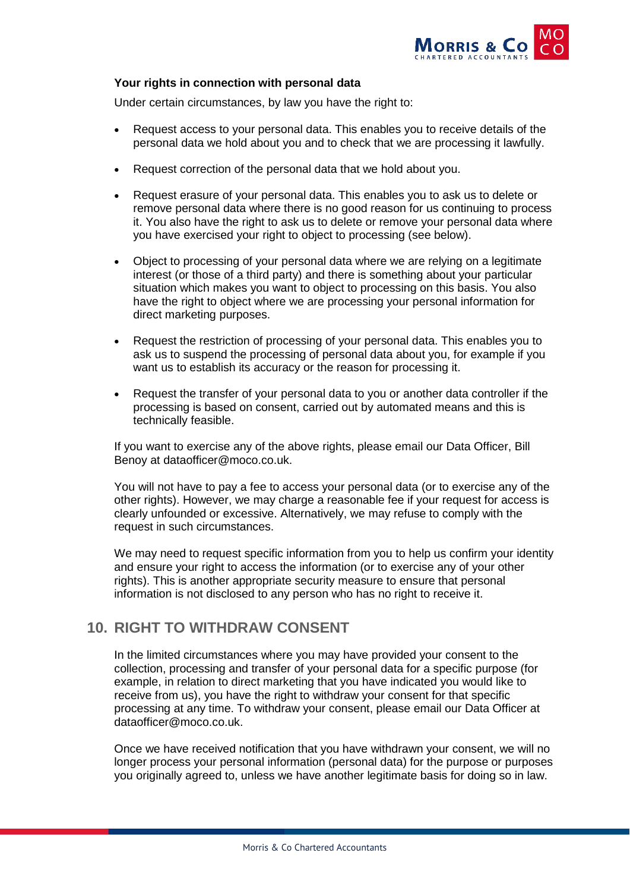**Your rights in connection with personal data**

Under certain circumstances, by law you have the right to:

- Request access to your personal data. This enables you to receive details of the personal data we hold about you and to check that we are processing it lawfully.
- Request correction of the personal data that we hold about you.
- Request erasure of your personal data. This enables you to ask us to delete or remove personal data where there is no good reason for us continuing to process it. You also have the right to ask us to delete or remove your personal data where you have exercised your right to object to processing (see below).
- Object to processing of your personal data where we are relying on a legitimate interest (or those of a third party) and there is something about your particular situation which makes you want to object to processing on this basis. You also have the right to object where we are processing your personal information for direct marketing purposes.
- Request the restriction of processing of your personal data. This enables you to ask us to suspend the processing of personal data about you, for example if you want us to establish its accuracy or the reason for processing it.
- Request the transfer of your personal data to you or another data controller if the processing is based on consent, carried out by automated means and this is technically feasible.

If you want to exercise any of the above rights, please email our Data Officer, Bill Benoy at dataofficer@moco.co.uk.

You will not have to pay a fee to access your personal data (or to exercise any of the other rights). However, we may charge a reasonable fee if your request for access is clearly unfounded or excessive. Alternatively, we may refuse to comply with the request in such circumstances.

We may need to request specific information from you to help us confirm your identity and ensure your right to access the information (or to exercise any of your other rights). This is another appropriate security measure to ensure that personal information is not disclosed to any person who has no right to receive it.

## 10. RIGHT TO WITHDRAW CONSENT

In the limited circumstances where you may have provided your consent to the collection, processing and transfer of your personal data for a specific purpose (for example, in relation to direct marketing that you have indicated you would like to receive from us), you have the right to withdraw your consent for that specific processing at any time. To withdraw your consent, please email our Data Officer at dataofficer@moco.co.uk.

Once we have received notification that you have withdrawn your consent, we will no longer process your personal information (personal data) for the purpose or purposes you originally agreed to, unless we have another legitimate basis for doing so in law.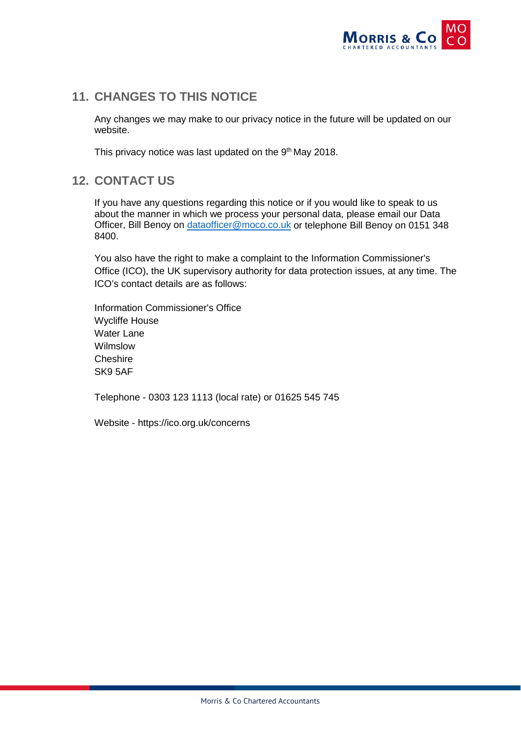## 11. CHANGES TO THIS NOTICE

Any changes we may make to our privacy notice in the future will be updated on our website.

This privacy notice was last updated on the 9th May 2018.

## 12. CONTACT US

If you have any questions regarding this notice or if you would like to speak to us about the manner in which we process your personal data, please email our Data Officer, Bill Benoy on dataofficer@moco.co.uk or telephone Bill Benoy on 0151 348 8400.

You also have the right to make a complaint to the Information Commissioner's Office (ICO), the UK supervisory authority for data protection issues, at any time. The ICO's contact details are as follows:

Information Commissioner's Office
Wycliffe House
Water Lane
Wilmslow
Cheshire
SK9 5AF

Telephone - 0303 123 1113 (local rate) or 01625 545 745

Website - https://ico.org.uk/concerns